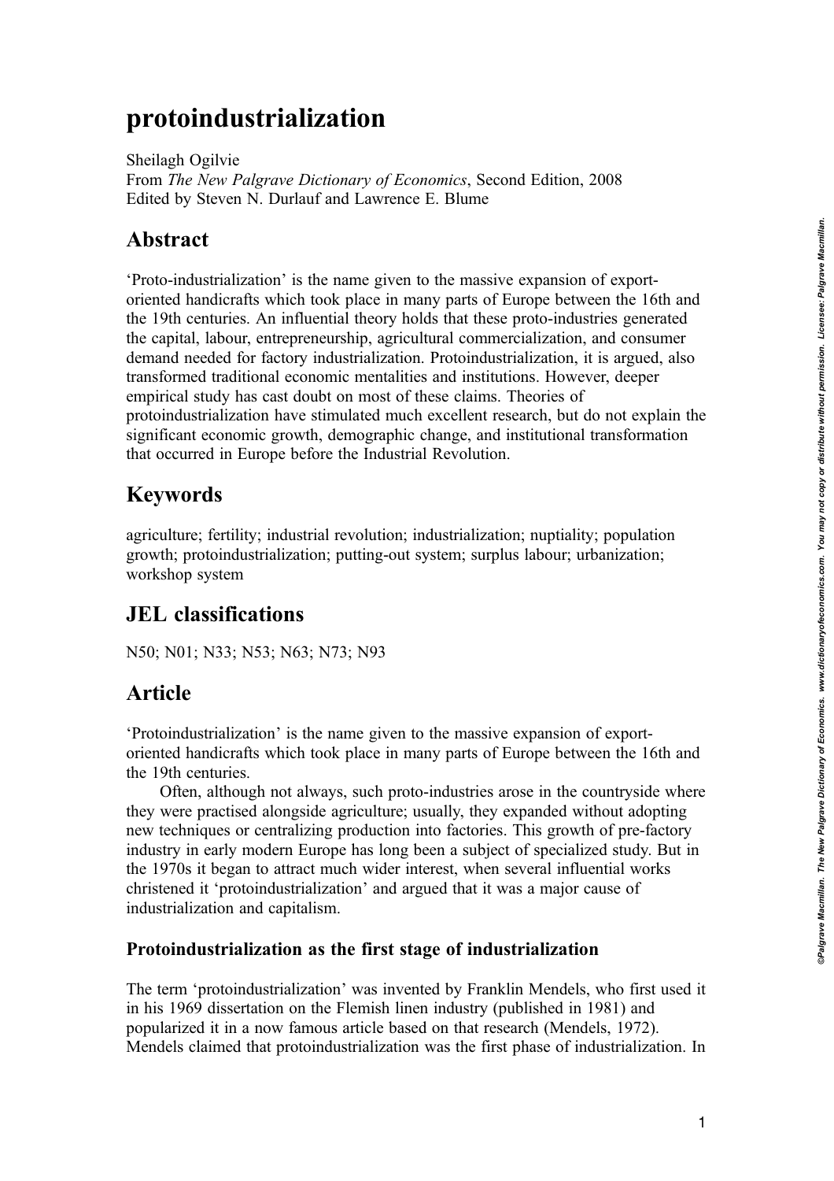# protoindustrialization

Sheilagh Ogilvie
From *The New Palgrave Dictionary of Economics*, Second Edition, 2008
Edited by Steven N. Durlauf and Lawrence E. Blume

## Abstract

'Proto-industrialization' is the name given to the massive expansion of export-oriented handicrafts which took place in many parts of Europe between the 16th and the 19th centuries. An influential theory holds that these proto-industries generated the capital, labour, entrepreneurship, agricultural commercialization, and consumer demand needed for factory industrialization. Protoindustrialization, it is argued, also transformed traditional economic mentalities and institutions. However, deeper empirical study has cast doubt on most of these claims. Theories of protoindustrialization have stimulated much excellent research, but do not explain the significant economic growth, demographic change, and institutional transformation that occurred in Europe before the Industrial Revolution.

## Keywords

agriculture; fertility; industrial revolution; industrialization; nuptiality; population growth; protoindustrialization; putting-out system; surplus labour; urbanization; workshop system

## JEL classifications

N50; N01; N33; N53; N63; N73; N93

## Article

'Protoindustrialization' is the name given to the massive expansion of export-oriented handicrafts which took place in many parts of Europe between the 16th and the 19th centuries.

Often, although not always, such proto-industries arose in the countryside where they were practised alongside agriculture; usually, they expanded without adopting new techniques or centralizing production into factories. This growth of pre-factory industry in early modern Europe has long been a subject of specialized study. But in the 1970s it began to attract much wider interest, when several influential works christened it 'protoindustrialization' and argued that it was a major cause of industrialization and capitalism.

### Protoindustrialization as the first stage of industrialization

The term 'protoindustrialization' was invented by Franklin Mendels, who first used it in his 1969 dissertation on the Flemish linen industry (published in 1981) and popularized it in a now famous article based on that research (Mendels, 1972). Mendels claimed that protoindustrialization was the first phase of industrialization. In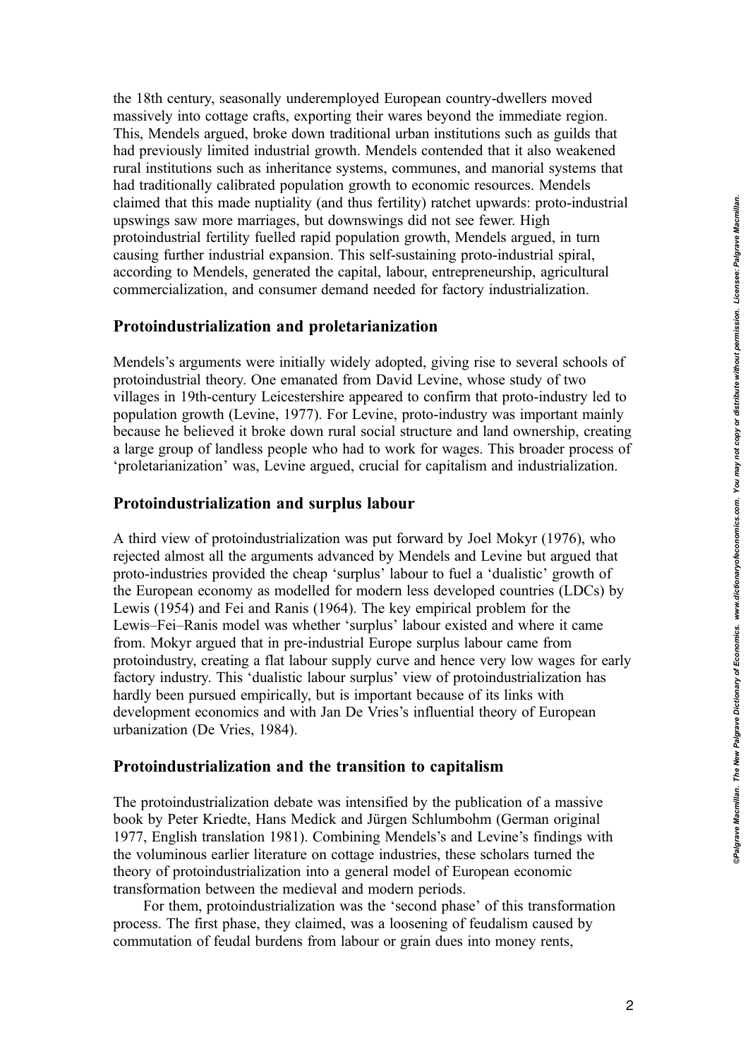the 18th century, seasonally underemployed European country-dwellers moved massively into cottage crafts, exporting their wares beyond the immediate region. This, Mendels argued, broke down traditional urban institutions such as guilds that had previously limited industrial growth. Mendels contended that it also weakened rural institutions such as inheritance systems, communes, and manorial systems that had traditionally calibrated population growth to economic resources. Mendels claimed that this made nuptiality (and thus fertility) ratchet upwards: proto-industrial upswings saw more marriages, but downswings did not see fewer. High protoindustrial fertility fuelled rapid population growth, Mendels argued, in turn causing further industrial expansion. This self-sustaining proto-industrial spiral, according to Mendels, generated the capital, labour, entrepreneurship, agricultural commercialization, and consumer demand needed for factory industrialization.

## Protoindustrialization and proletarianization

Mendels's arguments were initially widely adopted, giving rise to several schools of protoindustrial theory. One emanated from David Levine, whose study of two villages in 19th-century Leicestershire appeared to confirm that proto-industry led to population growth (Levine, 1977). For Levine, proto-industry was important mainly because he believed it broke down rural social structure and land ownership, creating a large group of landless people who had to work for wages. This broader process of 'proletarianization' was, Levine argued, crucial for capitalism and industrialization.

## Protoindustrialization and surplus labour

A third view of protoindustrialization was put forward by Joel Mokyr (1976), who rejected almost all the arguments advanced by Mendels and Levine but argued that proto-industries provided the cheap 'surplus' labour to fuel a 'dualistic' growth of the European economy as modelled for modern less developed countries (LDCs) by Lewis (1954) and Fei and Ranis (1964). The key empirical problem for the Lewis–Fei–Ranis model was whether 'surplus' labour existed and where it came from. Mokyr argued that in pre-industrial Europe surplus labour came from protoindustry, creating a flat labour supply curve and hence very low wages for early factory industry. This 'dualistic labour surplus' view of protoindustrialization has hardly been pursued empirically, but is important because of its links with development economics and with Jan De Vries's influential theory of European urbanization (De Vries, 1984).

## Protoindustrialization and the transition to capitalism

The protoindustrialization debate was intensified by the publication of a massive book by Peter Kriedte, Hans Medick and Jürgen Schlumbohm (German original 1977, English translation 1981). Combining Mendels's and Levine's findings with the voluminous earlier literature on cottage industries, these scholars turned the theory of protoindustrialization into a general model of European economic transformation between the medieval and modern periods.

For them, protoindustrialization was the 'second phase' of this transformation process. The first phase, they claimed, was a loosening of feudalism caused by commutation of feudal burdens from labour or grain dues into money rents,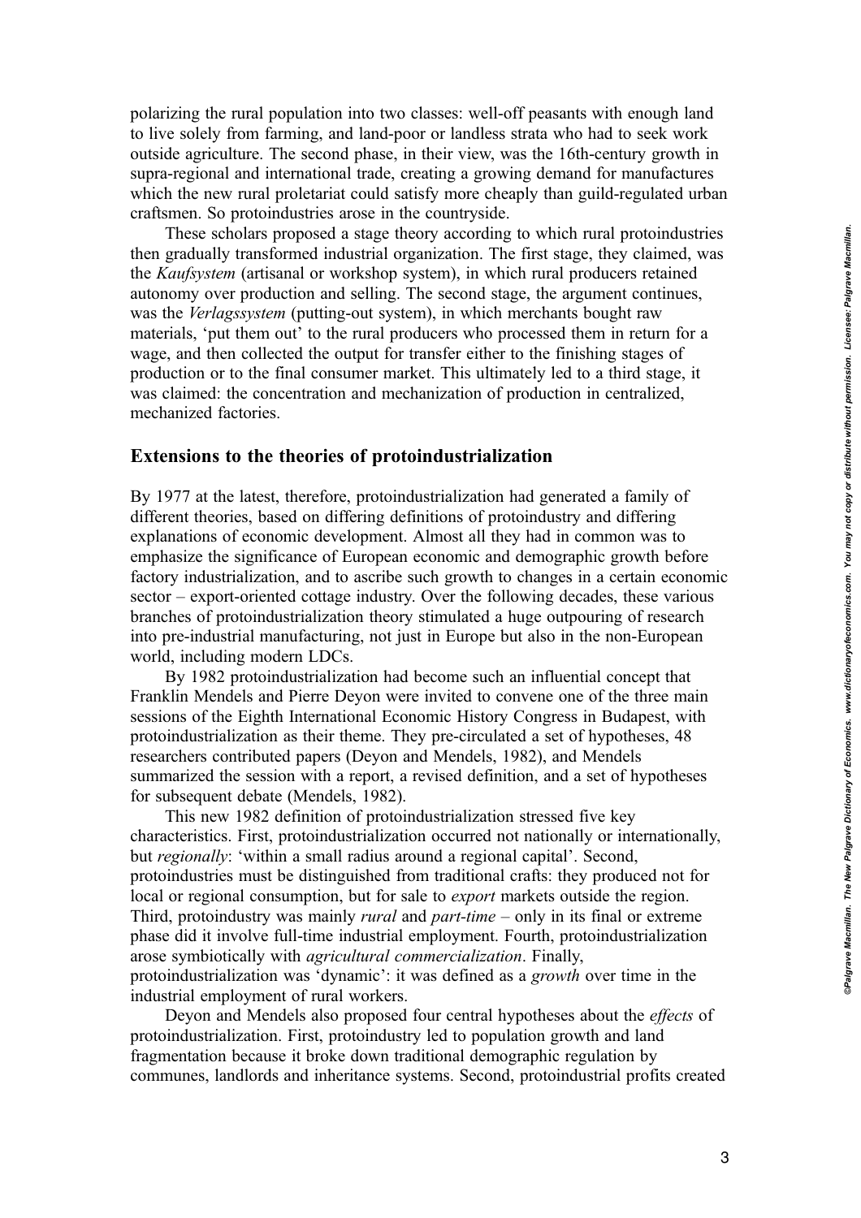polarizing the rural population into two classes: well-off peasants with enough land to live solely from farming, and land-poor or landless strata who had to seek work outside agriculture. The second phase, in their view, was the 16th-century growth in supra-regional and international trade, creating a growing demand for manufactures which the new rural proletariat could satisfy more cheaply than guild-regulated urban craftsmen. So protoindustries arose in the countryside.

These scholars proposed a stage theory according to which rural protoindustries then gradually transformed industrial organization. The first stage, they claimed, was the *Kaufsystem* (artisanal or workshop system), in which rural producers retained autonomy over production and selling. The second stage, the argument continues, was the *Verlagssystem* (putting-out system), in which merchants bought raw materials, 'put them out' to the rural producers who processed them in return for a wage, and then collected the output for transfer either to the finishing stages of production or to the final consumer market. This ultimately led to a third stage, it was claimed: the concentration and mechanization of production in centralized, mechanized factories.

## Extensions to the theories of protoindustrialization

By 1977 at the latest, therefore, protoindustrialization had generated a family of different theories, based on differing definitions of protoindustry and differing explanations of economic development. Almost all they had in common was to emphasize the significance of European economic and demographic growth before factory industrialization, and to ascribe such growth to changes in a certain economic sector – export-oriented cottage industry. Over the following decades, these various branches of protoindustrialization theory stimulated a huge outpouring of research into pre-industrial manufacturing, not just in Europe but also in the non-European world, including modern LDCs.

By 1982 protoindustrialization had become such an influential concept that Franklin Mendels and Pierre Deyon were invited to convene one of the three main sessions of the Eighth International Economic History Congress in Budapest, with protoindustrialization as their theme. They pre-circulated a set of hypotheses, 48 researchers contributed papers (Deyon and Mendels, 1982), and Mendels summarized the session with a report, a revised definition, and a set of hypotheses for subsequent debate (Mendels, 1982).

This new 1982 definition of protoindustrialization stressed five key characteristics. First, protoindustrialization occurred not nationally or internationally, but *regionally*: 'within a small radius around a regional capital'. Second, protoindustries must be distinguished from traditional crafts: they produced not for local or regional consumption, but for sale to *export* markets outside the region. Third, protoindustry was mainly *rural* and *part-time* – only in its final or extreme phase did it involve full-time industrial employment. Fourth, protoindustrialization arose symbiotically with *agricultural commercialization*. Finally, protoindustrialization was 'dynamic': it was defined as a *growth* over time in the industrial employment of rural workers.

Deyon and Mendels also proposed four central hypotheses about the *effects* of protoindustrialization. First, protoindustry led to population growth and land fragmentation because it broke down traditional demographic regulation by communes, landlords and inheritance systems. Second, protoindustrial profits created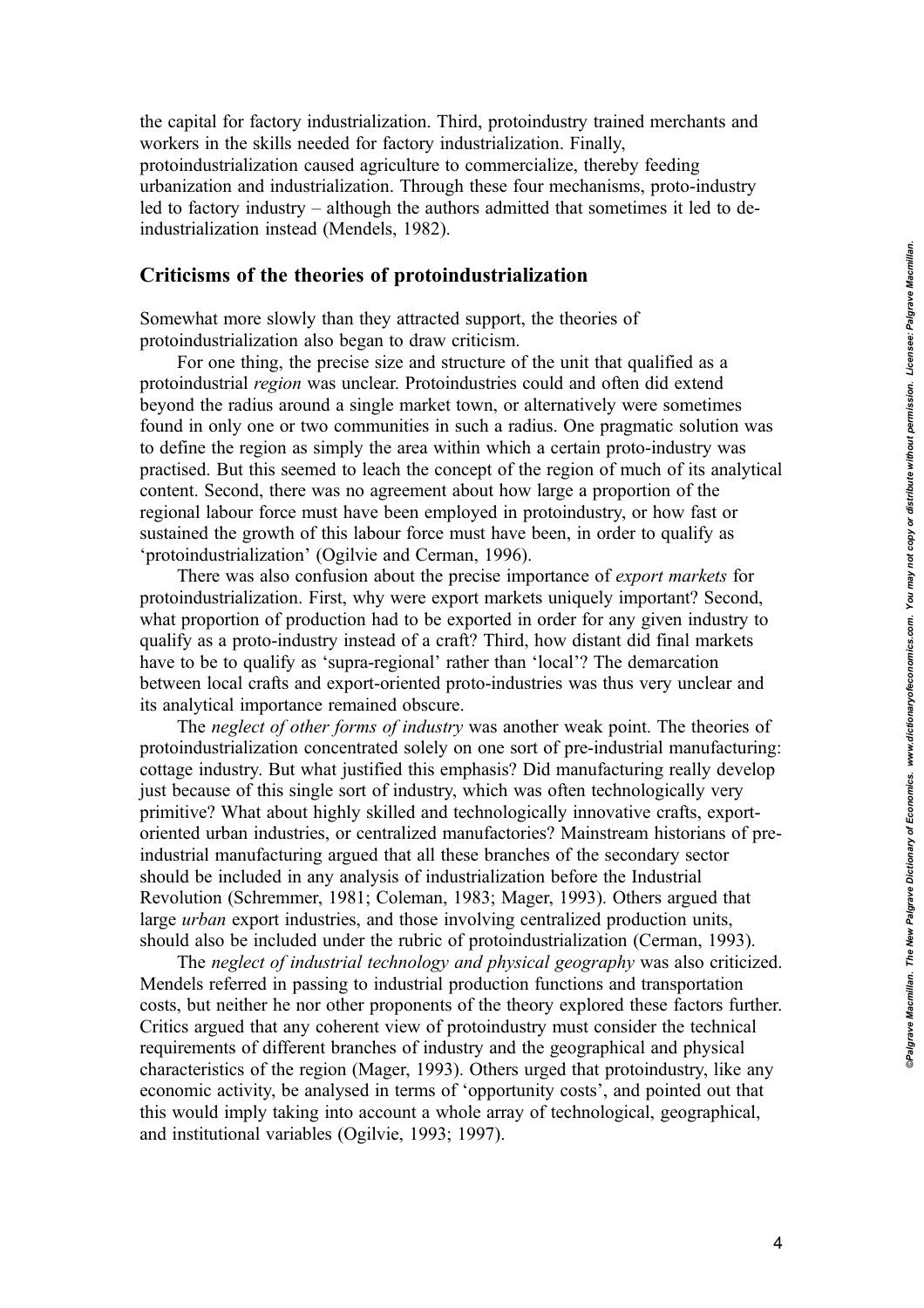the capital for factory industrialization. Third, protoindustry trained merchants and workers in the skills needed for factory industrialization. Finally, protoindustrialization caused agriculture to commercialize, thereby feeding urbanization and industrialization. Through these four mechanisms, proto-industry led to factory industry – although the authors admitted that sometimes it led to de-industrialization instead (Mendels, 1982).

## Criticisms of the theories of protoindustrialization

Somewhat more slowly than they attracted support, the theories of protoindustrialization also began to draw criticism.

For one thing, the precise size and structure of the unit that qualified as a protoindustrial *region* was unclear. Protoindustries could and often did extend beyond the radius around a single market town, or alternatively were sometimes found in only one or two communities in such a radius. One pragmatic solution was to define the region as simply the area within which a certain proto-industry was practised. But this seemed to leach the concept of the region of much of its analytical content. Second, there was no agreement about how large a proportion of the regional labour force must have been employed in protoindustry, or how fast or sustained the growth of this labour force must have been, in order to qualify as 'protoindustrialization' (Ogilvie and Cerman, 1996).

There was also confusion about the precise importance of *export markets* for protoindustrialization. First, why were export markets uniquely important? Second, what proportion of production had to be exported in order for any given industry to qualify as a proto-industry instead of a craft? Third, how distant did final markets have to be to qualify as 'supra-regional' rather than 'local'? The demarcation between local crafts and export-oriented proto-industries was thus very unclear and its analytical importance remained obscure.

The *neglect of other forms of industry* was another weak point. The theories of protoindustrialization concentrated solely on one sort of pre-industrial manufacturing: cottage industry. But what justified this emphasis? Did manufacturing really develop just because of this single sort of industry, which was often technologically very primitive? What about highly skilled and technologically innovative crafts, export-oriented urban industries, or centralized manufactories? Mainstream historians of pre-industrial manufacturing argued that all these branches of the secondary sector should be included in any analysis of industrialization before the Industrial Revolution (Schremmer, 1981; Coleman, 1983; Mager, 1993). Others argued that large *urban* export industries, and those involving centralized production units, should also be included under the rubric of protoindustrialization (Cerman, 1993).

The *neglect of industrial technology and physical geography* was also criticized. Mendels referred in passing to industrial production functions and transportation costs, but neither he nor other proponents of the theory explored these factors further. Critics argued that any coherent view of protoindustry must consider the technical requirements of different branches of industry and the geographical and physical characteristics of the region (Mager, 1993). Others urged that protoindustry, like any economic activity, be analysed in terms of 'opportunity costs', and pointed out that this would imply taking into account a whole array of technological, geographical, and institutional variables (Ogilvie, 1993; 1997).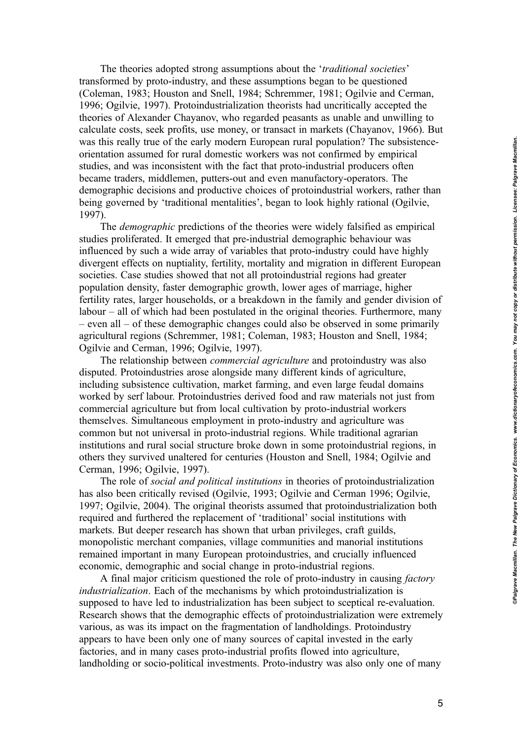The theories adopted strong assumptions about the '*traditional societies*' transformed by proto-industry, and these assumptions began to be questioned (Coleman, 1983; Houston and Snell, 1984; Schremmer, 1981; Ogilvie and Cerman, 1996; Ogilvie, 1997). Protoindustrialization theorists had uncritically accepted the theories of Alexander Chayanov, who regarded peasants as unable and unwilling to calculate costs, seek profits, use money, or transact in markets (Chayanov, 1966). But was this really true of the early modern European rural population? The subsistence-orientation assumed for rural domestic workers was not confirmed by empirical studies, and was inconsistent with the fact that proto-industrial producers often became traders, middlemen, putters-out and even manufactory-operators. The demographic decisions and productive choices of protoindustrial workers, rather than being governed by 'traditional mentalities', began to look highly rational (Ogilvie, 1997).

The *demographic* predictions of the theories were widely falsified as empirical studies proliferated. It emerged that pre-industrial demographic behaviour was influenced by such a wide array of variables that proto-industry could have highly divergent effects on nuptiality, fertility, mortality and migration in different European societies. Case studies showed that not all protoindustrial regions had greater population density, faster demographic growth, lower ages of marriage, higher fertility rates, larger households, or a breakdown in the family and gender division of labour – all of which had been postulated in the original theories. Furthermore, many – even all – of these demographic changes could also be observed in some primarily agricultural regions (Schremmer, 1981; Coleman, 1983; Houston and Snell, 1984; Ogilvie and Cerman, 1996; Ogilvie, 1997).

The relationship between *commercial agriculture* and protoindustry was also disputed. Protoindustries arose alongside many different kinds of agriculture, including subsistence cultivation, market farming, and even large feudal domains worked by serf labour. Protoindustries derived food and raw materials not just from commercial agriculture but from local cultivation by proto-industrial workers themselves. Simultaneous employment in proto-industry and agriculture was common but not universal in proto-industrial regions. While traditional agrarian institutions and rural social structure broke down in some protoindustrial regions, in others they survived unaltered for centuries (Houston and Snell, 1984; Ogilvie and Cerman, 1996; Ogilvie, 1997).

The role of *social and political institutions* in theories of protoindustrialization has also been critically revised (Ogilvie, 1993; Ogilvie and Cerman 1996; Ogilvie, 1997; Ogilvie, 2004). The original theorists assumed that protoindustrialization both required and furthered the replacement of 'traditional' social institutions with markets. But deeper research has shown that urban privileges, craft guilds, monopolistic merchant companies, village communities and manorial institutions remained important in many European protoindustries, and crucially influenced economic, demographic and social change in proto-industrial regions.

A final major criticism questioned the role of proto-industry in causing *factory industrialization*. Each of the mechanisms by which protoindustrialization is supposed to have led to industrialization has been subject to sceptical re-evaluation. Research shows that the demographic effects of protoindustrialization were extremely various, as was its impact on the fragmentation of landholdings. Protoindustry appears to have been only one of many sources of capital invested in the early factories, and in many cases proto-industrial profits flowed into agriculture, landholding or socio-political investments. Proto-industry was also only one of many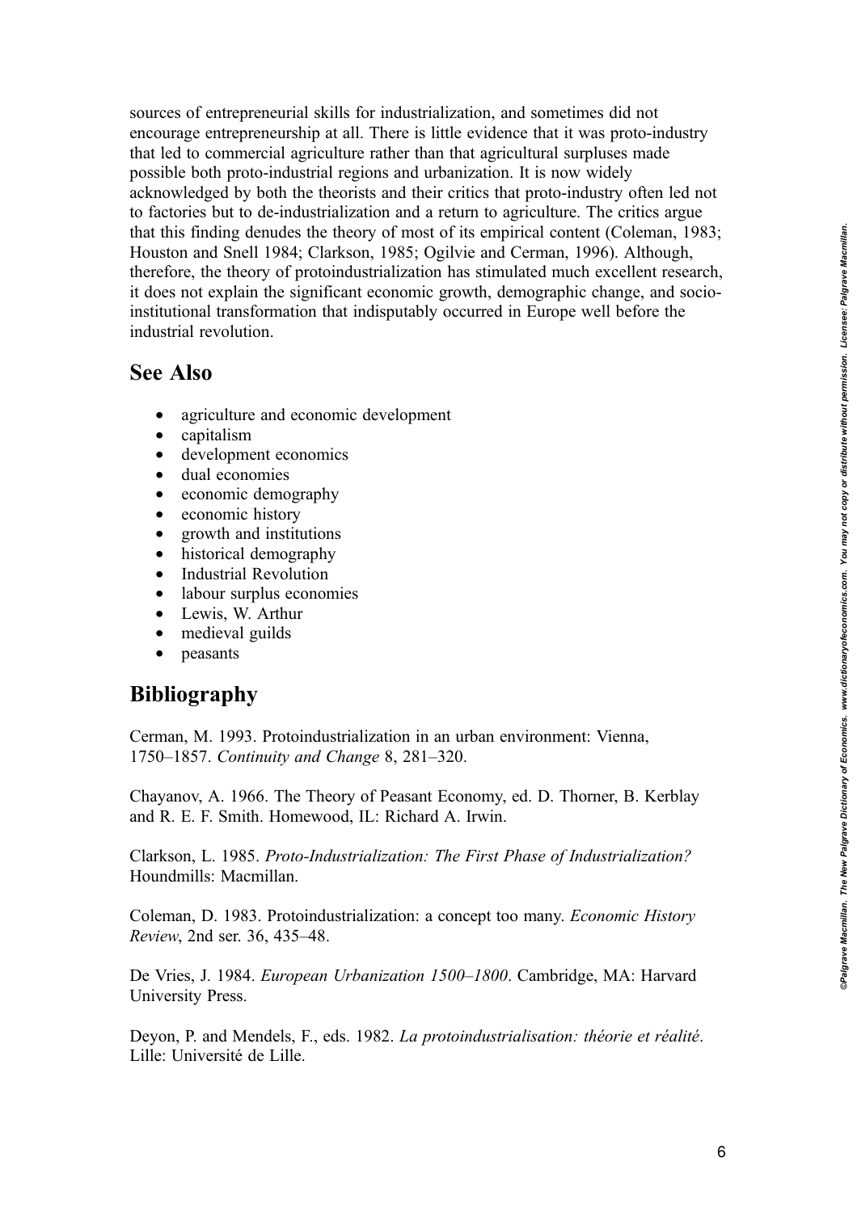sources of entrepreneurial skills for industrialization, and sometimes did not encourage entrepreneurship at all. There is little evidence that it was proto-industry that led to commercial agriculture rather than that agricultural surpluses made possible both proto-industrial regions and urbanization. It is now widely acknowledged by both the theorists and their critics that proto-industry often led not to factories but to de-industrialization and a return to agriculture. The critics argue that this finding denudes the theory of most of its empirical content (Coleman, 1983; Houston and Snell 1984; Clarkson, 1985; Ogilvie and Cerman, 1996). Although, therefore, the theory of protoindustrialization has stimulated much excellent research, it does not explain the significant economic growth, demographic change, and socio-institutional transformation that indisputably occurred in Europe well before the industrial revolution.

## See Also

- agriculture and economic development
- capitalism
- development economics
- dual economies
- economic demography
- economic history
- growth and institutions
- historical demography
- Industrial Revolution
- labour surplus economies
- Lewis, W. Arthur
- medieval guilds
- peasants

## Bibliography

Cerman, M. 1993. Protoindustrialization in an urban environment: Vienna, 1750–1857. *Continuity and Change* 8, 281–320.

Chayanov, A. 1966. The Theory of Peasant Economy, ed. D. Thorner, B. Kerblay and R. E. F. Smith. Homewood, IL: Richard A. Irwin.

Clarkson, L. 1985. *Proto-Industrialization: The First Phase of Industrialization?* Houndmills: Macmillan.

Coleman, D. 1983. Protoindustrialization: a concept too many. *Economic History Review*, 2nd ser. 36, 435–48.

De Vries, J. 1984. *European Urbanization 1500–1800*. Cambridge, MA: Harvard University Press.

Deyon, P. and Mendels, F., eds. 1982. *La protoindustrialisation: théorie et réalité*. Lille: Université de Lille.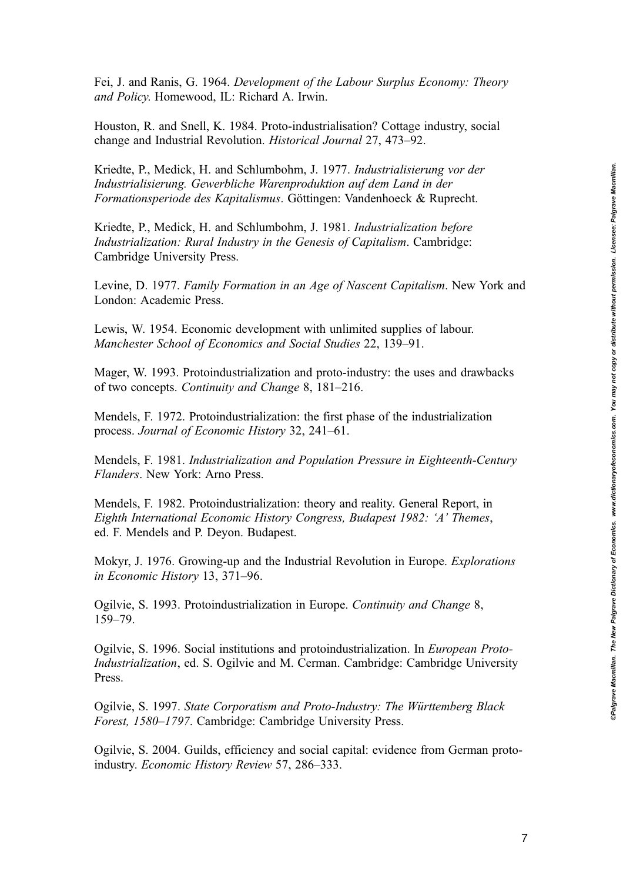Fei, J. and Ranis, G. 1964. *Development of the Labour Surplus Economy: Theory and Policy*. Homewood, IL: Richard A. Irwin.

Houston, R. and Snell, K. 1984. Proto-industrialisation? Cottage industry, social change and Industrial Revolution. *Historical Journal* 27, 473–92.

Kriedte, P., Medick, H. and Schlumbohm, J. 1977. *Industrialisierung vor der Industrialisierung. Gewerbliche Warenproduktion auf dem Land in der Formationsperiode des Kapitalismus*. Göttingen: Vandenhoeck & Ruprecht.

Kriedte, P., Medick, H. and Schlumbohm, J. 1981. *Industrialization before Industrialization: Rural Industry in the Genesis of Capitalism*. Cambridge: Cambridge University Press.

Levine, D. 1977. *Family Formation in an Age of Nascent Capitalism*. New York and London: Academic Press.

Lewis, W. 1954. Economic development with unlimited supplies of labour. *Manchester School of Economics and Social Studies* 22, 139–91.

Mager, W. 1993. Protoindustrialization and proto-industry: the uses and drawbacks of two concepts. *Continuity and Change* 8, 181–216.

Mendels, F. 1972. Protoindustrialization: the first phase of the industrialization process. *Journal of Economic History* 32, 241–61.

Mendels, F. 1981. *Industrialization and Population Pressure in Eighteenth-Century Flanders*. New York: Arno Press.

Mendels, F. 1982. Protoindustrialization: theory and reality. General Report, in *Eighth International Economic History Congress, Budapest 1982: 'A' Themes*, ed. F. Mendels and P. Deyon. Budapest.

Mokyr, J. 1976. Growing-up and the Industrial Revolution in Europe. *Explorations in Economic History* 13, 371–96.

Ogilvie, S. 1993. Protoindustrialization in Europe. *Continuity and Change* 8, 159–79.

Ogilvie, S. 1996. Social institutions and protoindustrialization. In *European Proto-Industrialization*, ed. S. Ogilvie and M. Cerman. Cambridge: Cambridge University Press.

Ogilvie, S. 1997. *State Corporatism and Proto-Industry: The Württemberg Black Forest, 1580–1797*. Cambridge: Cambridge University Press.

Ogilvie, S. 2004. Guilds, efficiency and social capital: evidence from German proto-industry. *Economic History Review* 57, 286–333.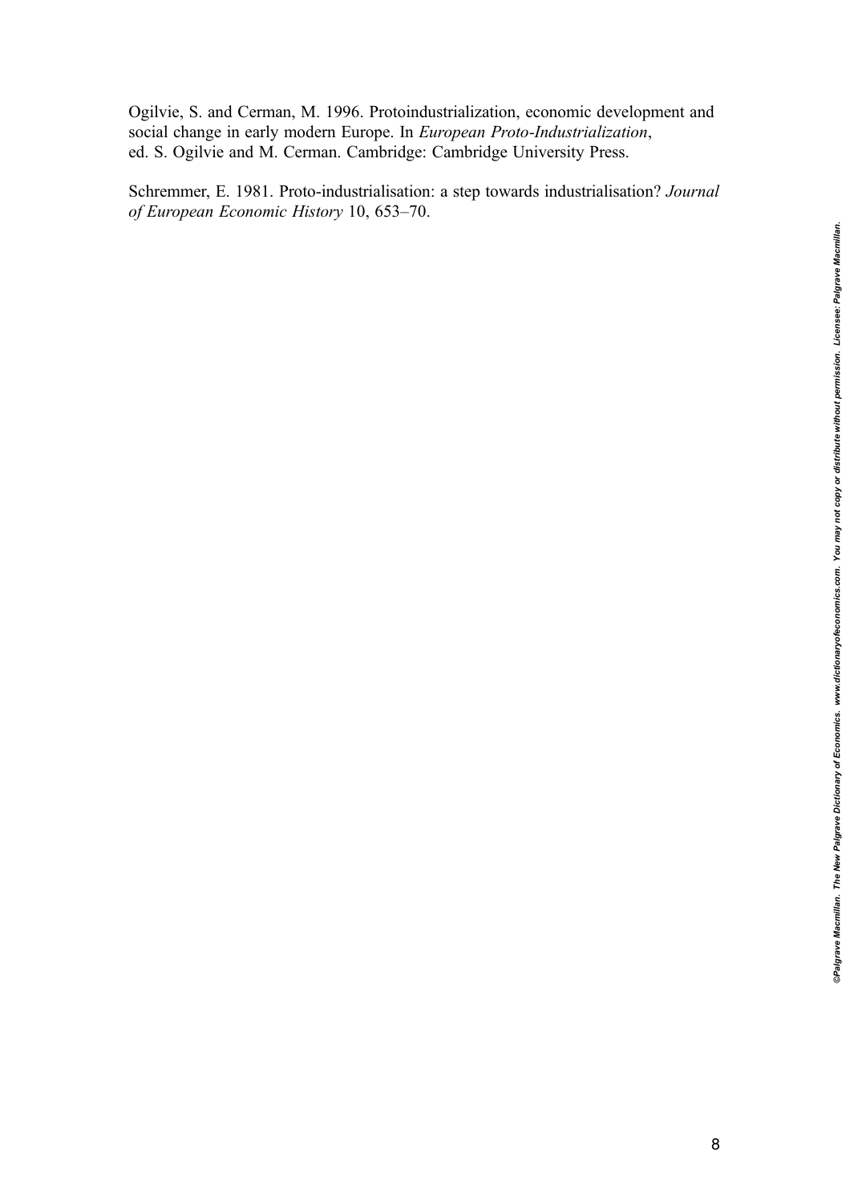Ogilvie, S. and Cerman, M. 1996. Protoindustrialization, economic development and social change in early modern Europe. In *European Proto-Industrialization*, ed. S. Ogilvie and M. Cerman. Cambridge: Cambridge University Press.

Schremmer, E. 1981. Proto-industrialisation: a step towards industrialisation? *Journal of European Economic History* 10, 653–70.